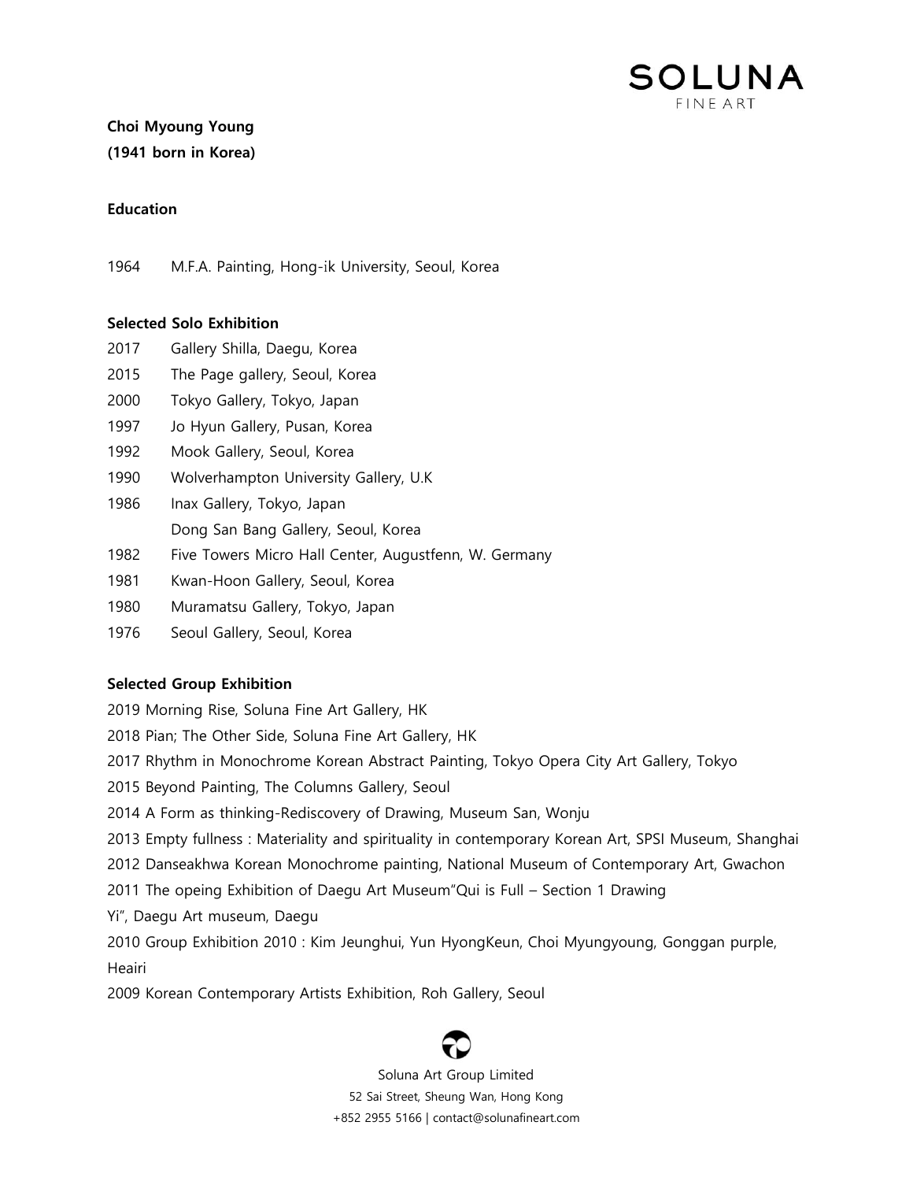**Choi Myoung Young**
**(1941 born in Korea)**

**Education**

1964 M.F.A. Painting, Hong-ik University, Seoul, Korea

**Selected Solo Exhibition**

2017 Gallery Shilla, Daegu, Korea
2015 The Page gallery, Seoul, Korea
2000 Tokyo Gallery, Tokyo, Japan
1997 Jo Hyun Gallery, Pusan, Korea
1992 Mook Gallery, Seoul, Korea
1990 Wolverhampton University Gallery, U.K
1986 Inax Gallery, Tokyo, Japan
Dong San Bang Gallery, Seoul, Korea
1982 Five Towers Micro Hall Center, Augustfenn, W. Germany
1981 Kwan-Hoon Gallery, Seoul, Korea
1980 Muramatsu Gallery, Tokyo, Japan
1976 Seoul Gallery, Seoul, Korea

**Selected Group Exhibition**

2019 Morning Rise, Soluna Fine Art Gallery, HK
2018 Pian; The Other Side, Soluna Fine Art Gallery, HK
2017 Rhythm in Monochrome Korean Abstract Painting, Tokyo Opera City Art Gallery, Tokyo
2015 Beyond Painting, The Columns Gallery, Seoul
2014 A Form as thinking-Rediscovery of Drawing, Museum San, Wonju
2013 Empty fullness : Materiality and spirituality in contemporary Korean Art, SPSI Museum, Shanghai
2012 Danseakhwa Korean Monochrome painting, National Museum of Contemporary Art, Gwachon
2011 The opeing Exhibition of Daegu Art Museum"Qui is Full – Section 1 Drawing Yi", Daegu Art museum, Daegu
2010 Group Exhibition 2010 : Kim Jeunghui, Yun HyongKeun, Choi Myungyoung, Gonggan purple, Heairi
2009 Korean Contemporary Artists Exhibition, Roh Gallery, Seoul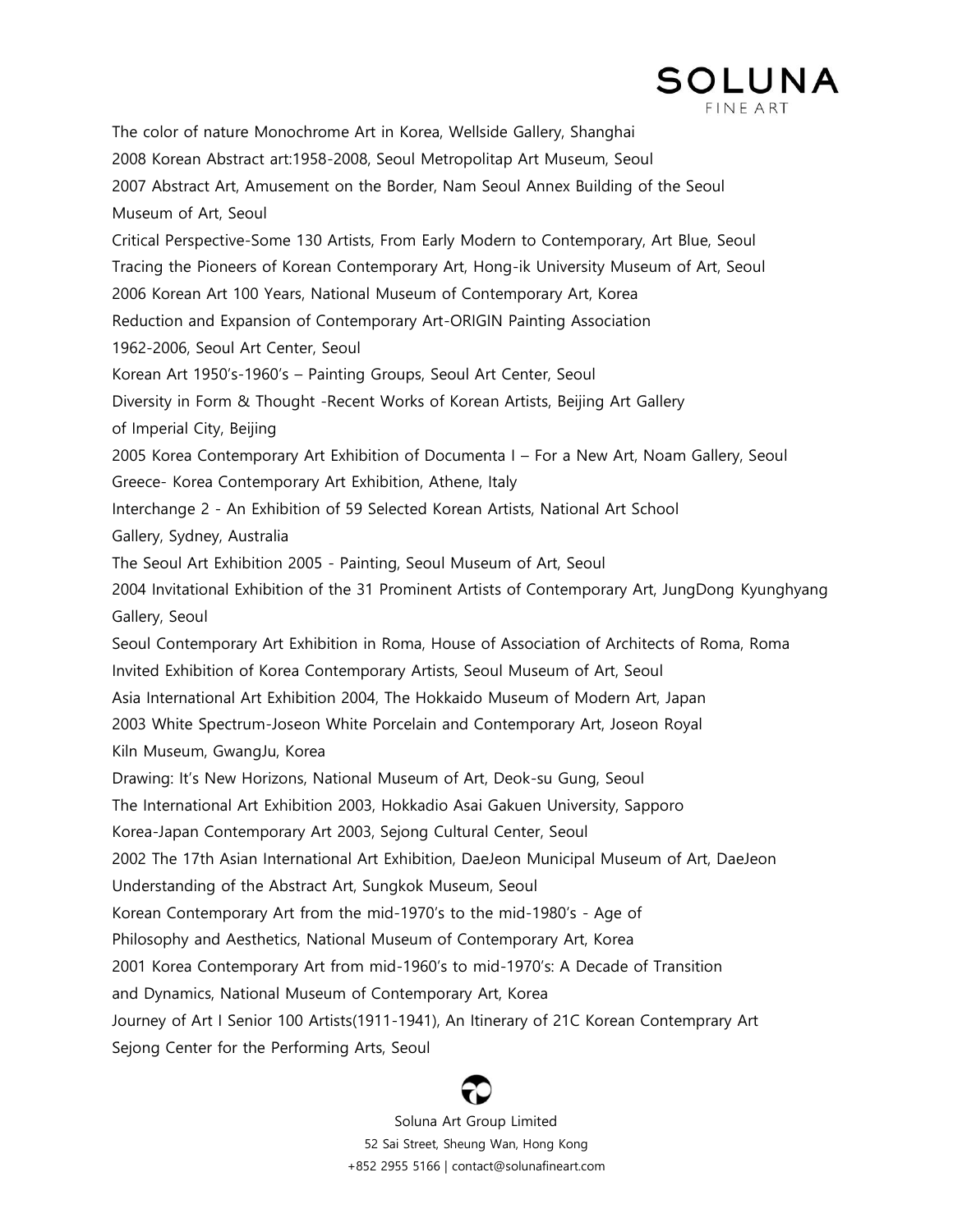The color of nature Monochrome Art in Korea, Wellside Gallery, Shanghai

2008 Korean Abstract art:1958-2008, Seoul Metropolitap Art Museum, Seoul

2007 Abstract Art, Amusement on the Border, Nam Seoul Annex Building of the Seoul Museum of Art, Seoul

Critical Perspective-Some 130 Artists, From Early Modern to Contemporary, Art Blue, Seoul

Tracing the Pioneers of Korean Contemporary Art, Hong-ik University Museum of Art, Seoul

2006 Korean Art 100 Years, National Museum of Contemporary Art, Korea

Reduction and Expansion of Contemporary Art-ORIGIN Painting Association 1962-2006, Seoul Art Center, Seoul

Korean Art 1950's-1960's – Painting Groups, Seoul Art Center, Seoul

Diversity in Form & Thought -Recent Works of Korean Artists, Beijing Art Gallery of Imperial City, Beijing

2005 Korea Contemporary Art Exhibition of Documenta I – For a New Art, Noam Gallery, Seoul

Greece- Korea Contemporary Art Exhibition, Athene, Italy

Interchange 2 - An Exhibition of 59 Selected Korean Artists, National Art School Gallery, Sydney, Australia

The Seoul Art Exhibition 2005 - Painting, Seoul Museum of Art, Seoul

2004 Invitational Exhibition of the 31 Prominent Artists of Contemporary Art, JungDong Kyunghyang Gallery, Seoul

Seoul Contemporary Art Exhibition in Roma, House of Association of Architects of Roma, Roma

Invited Exhibition of Korea Contemporary Artists, Seoul Museum of Art, Seoul

Asia International Art Exhibition 2004, The Hokkaido Museum of Modern Art, Japan

2003 White Spectrum-Joseon White Porcelain and Contemporary Art, Joseon Royal Kiln Museum, GwangJu, Korea

Drawing: It's New Horizons, National Museum of Art, Deok-su Gung, Seoul

The International Art Exhibition 2003, Hokkadio Asai Gakuen University, Sapporo

Korea-Japan Contemporary Art 2003, Sejong Cultural Center, Seoul

2002 The 17th Asian International Art Exhibition, DaeJeon Municipal Museum of Art, DaeJeon

Understanding of the Abstract Art, Sungkok Museum, Seoul

Korean Contemporary Art from the mid-1970's to the mid-1980's - Age of Philosophy and Aesthetics, National Museum of Contemporary Art, Korea

2001 Korea Contemporary Art from mid-1960's to mid-1970's: A Decade of Transition and Dynamics, National Museum of Contemporary Art, Korea

Journey of Art I Senior 100 Artists(1911-1941), An Itinerary of 21C Korean Contemprary Art Sejong Center for the Performing Arts, Seoul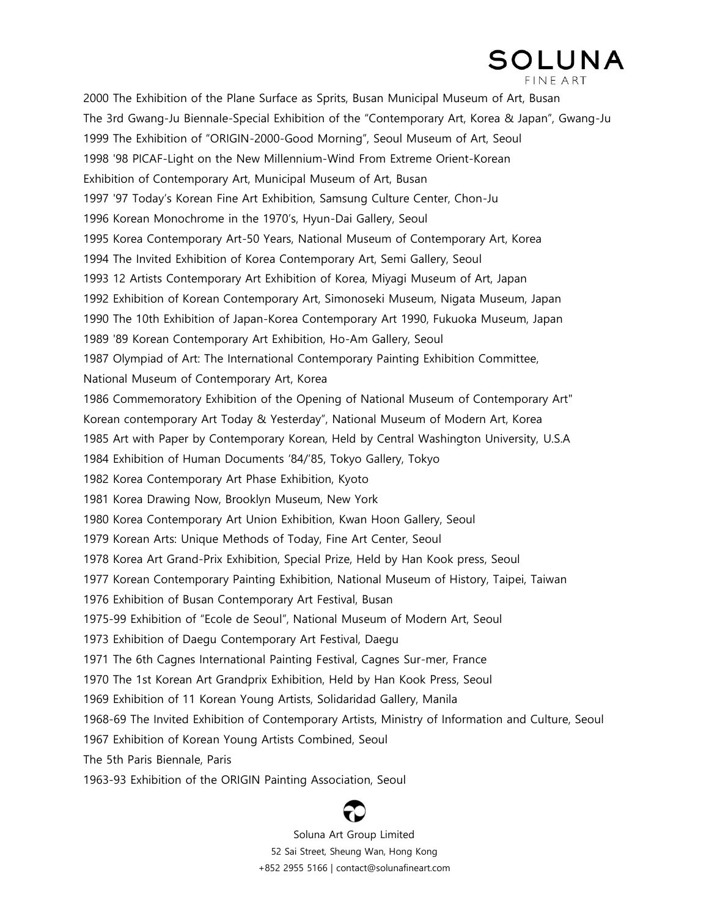2000 The Exhibition of the Plane Surface as Sprits, Busan Municipal Museum of Art, Busan

The 3rd Gwang-Ju Biennale-Special Exhibition of the "Contemporary Art, Korea & Japan", Gwang-Ju

1999 The Exhibition of "ORIGIN-2000-Good Morning", Seoul Museum of Art, Seoul

1998 '98 PICAF-Light on the New Millennium-Wind From Extreme Orient-Korean Exhibition of Contemporary Art, Municipal Museum of Art, Busan

1997 '97 Today's Korean Fine Art Exhibition, Samsung Culture Center, Chon-Ju

1996 Korean Monochrome in the 1970's, Hyun-Dai Gallery, Seoul

1995 Korea Contemporary Art-50 Years, National Museum of Contemporary Art, Korea

1994 The Invited Exhibition of Korea Contemporary Art, Semi Gallery, Seoul

1993 12 Artists Contemporary Art Exhibition of Korea, Miyagi Museum of Art, Japan

1992 Exhibition of Korean Contemporary Art, Simonoseki Museum, Nigata Museum, Japan

1990 The 10th Exhibition of Japan-Korea Contemporary Art 1990, Fukuoka Museum, Japan

1989 '89 Korean Contemporary Art Exhibition, Ho-Am Gallery, Seoul

1987 Olympiad of Art: The International Contemporary Painting Exhibition Committee, National Museum of Contemporary Art, Korea

1986 Commemoratory Exhibition of the Opening of National Museum of Contemporary Art" Korean contemporary Art Today & Yesterday", National Museum of Modern Art, Korea

1985 Art with Paper by Contemporary Korean, Held by Central Washington University, U.S.A

1984 Exhibition of Human Documents '84/'85, Tokyo Gallery, Tokyo

1982 Korea Contemporary Art Phase Exhibition, Kyoto

1981 Korea Drawing Now, Brooklyn Museum, New York

1980 Korea Contemporary Art Union Exhibition, Kwan Hoon Gallery, Seoul

1979 Korean Arts: Unique Methods of Today, Fine Art Center, Seoul

1978 Korea Art Grand-Prix Exhibition, Special Prize, Held by Han Kook press, Seoul

1977 Korean Contemporary Painting Exhibition, National Museum of History, Taipei, Taiwan

1976 Exhibition of Busan Contemporary Art Festival, Busan

1975-99 Exhibition of "Ecole de Seoul", National Museum of Modern Art, Seoul

1973 Exhibition of Daegu Contemporary Art Festival, Daegu

1971 The 6th Cagnes International Painting Festival, Cagnes Sur-mer, France

1970 The 1st Korean Art Grandprix Exhibition, Held by Han Kook Press, Seoul

1969 Exhibition of 11 Korean Young Artists, Solidaridad Gallery, Manila

1968-69 The Invited Exhibition of Contemporary Artists, Ministry of Information and Culture, Seoul

1967 Exhibition of Korean Young Artists Combined, Seoul

The 5th Paris Biennale, Paris

1963-93 Exhibition of the ORIGIN Painting Association, Seoul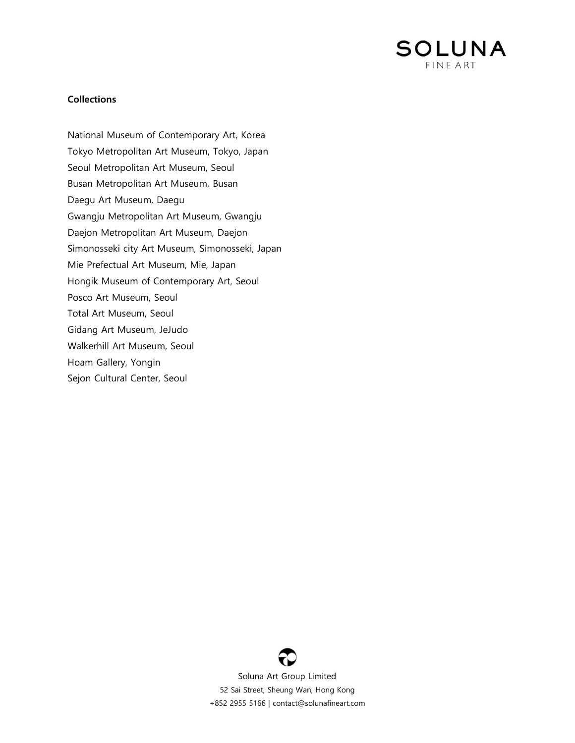**Collections**

National Museum of Contemporary Art, Korea
Tokyo Metropolitan Art Museum, Tokyo, Japan
Seoul Metropolitan Art Museum, Seoul
Busan Metropolitan Art Museum, Busan
Daegu Art Museum, Daegu
Gwangju Metropolitan Art Museum, Gwangju
Daejon Metropolitan Art Museum, Daejon
Simonosseki city Art Museum, Simonosseki, Japan
Mie Prefectual Art Museum, Mie, Japan
Hongik Museum of Contemporary Art, Seoul
Posco Art Museum, Seoul
Total Art Museum, Seoul
Gidang Art Museum, JeJudo
Walkerhill Art Museum, Seoul
Hoam Gallery, Yongin
Sejon Cultural Center, Seoul